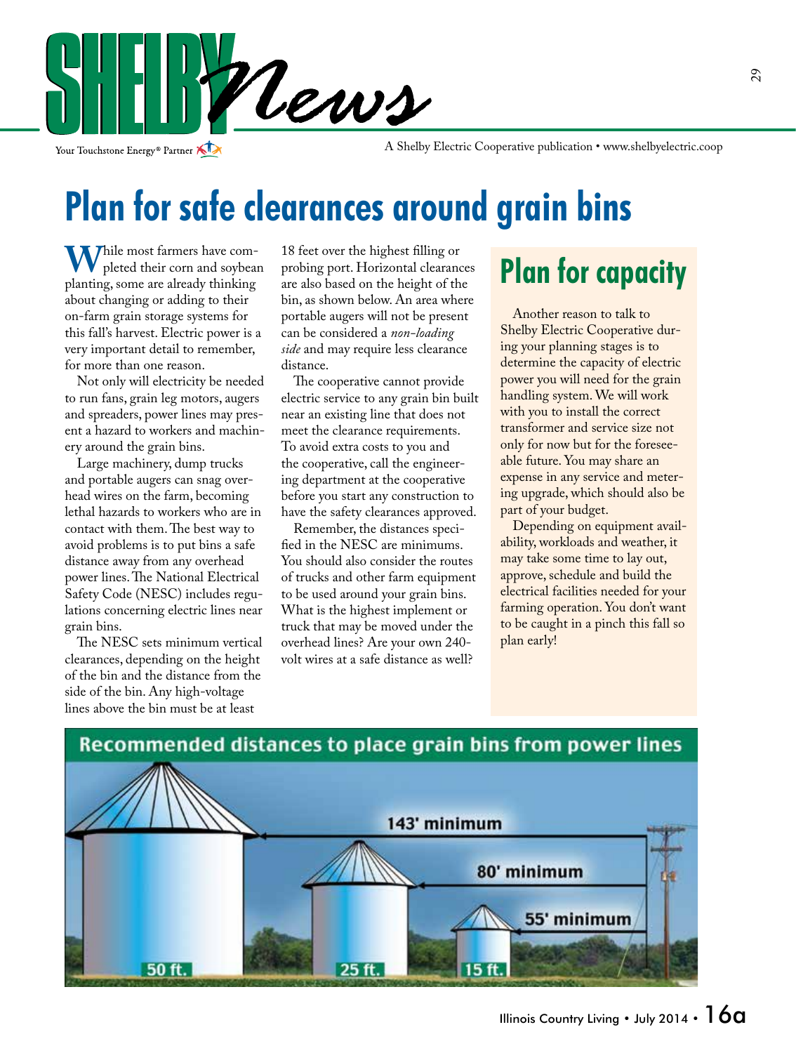# SHELBY News

A Shelby Electric Cooperative publication • www.shelbyelectric.coop

Your Touchstone Energy® Partner

# Plan for safe clearances around grain bins

While most farmers have completed their corn and soybean planting, some are already thinking about changing or adding to their on-farm grain storage systems for this fall's harvest. Electric power is a very important detail to remember, for more than one reason.

Not only will electricity be needed to run fans, grain leg motors, augers and spreaders, power lines may present a hazard to workers and machinery around the grain bins.

Large machinery, dump trucks and portable augers can snag overhead wires on the farm, becoming lethal hazards to workers who are in contact with them. The best way to avoid problems is to put bins a safe distance away from any overhead power lines. The National Electrical Safety Code (NESC) includes regulations concerning electric lines near grain bins.

The NESC sets minimum vertical clearances, depending on the height of the bin and the distance from the side of the bin. Any high-voltage lines above the bin must be at least 18 feet over the highest filling or probing port. Horizontal clearances are also based on the height of the bin, as shown below. An area where portable augers will not be present can be considered a *non-loading side* and may require less clearance distance.

The cooperative cannot provide electric service to any grain bin built near an existing line that does not meet the clearance requirements. To avoid extra costs to you and the cooperative, call the engineering department at the cooperative before you start any construction to have the safety clearances approved.

Remember, the distances specified in the NESC are minimums. You should also consider the routes of trucks and other farm equipment to be used around your grain bins. What is the highest implement or truck that may be moved under the overhead lines? Are your own 240-volt wires at a safe distance as well?

## Plan for capacity

Another reason to talk to Shelby Electric Cooperative during your planning stages is to determine the capacity of electric power you will need for the grain handling system. We will work with you to install the correct transformer and service size not only for now but for the foreseeable future. You may share an expense in any service and metering upgrade, which should also be part of your budget.

Depending on equipment availability, workloads and weather, it may take some time to lay out, approve, schedule and build the electrical facilities needed for your farming operation. You don't want to be caught in a pinch this fall so plan early!

**Recommended distances to place grain bins from power lines**

143' minimum
80' minimum
55' minimum
50 ft.
25 ft.
15 ft.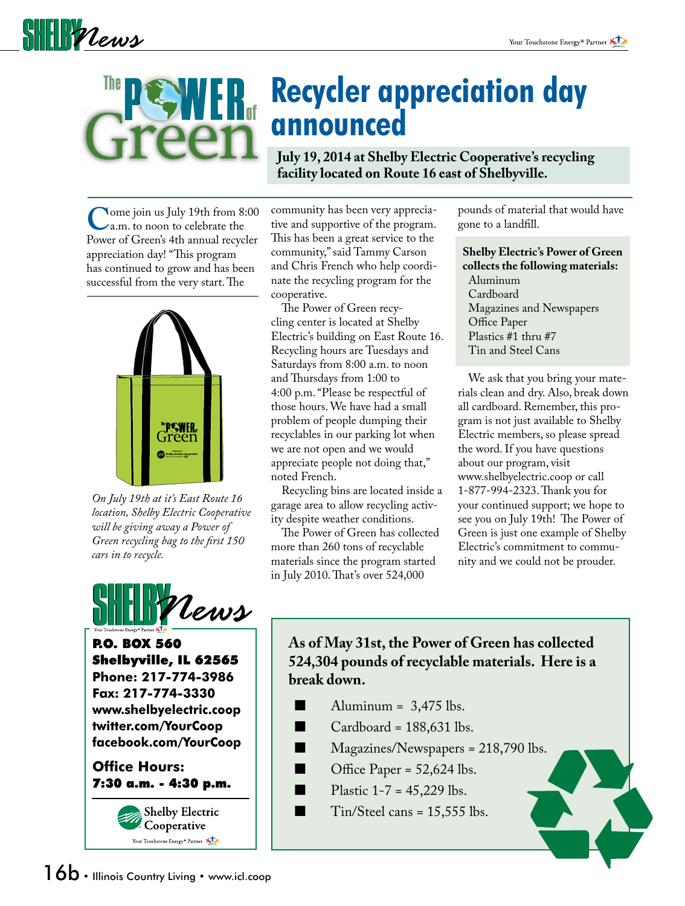# Recycler appreciation day announced

**July 19, 2014 at Shelby Electric Cooperative's recycling facility located on Route 16 east of Shelbyville.**

Come join us July 19th from 8:00 a.m. to noon to celebrate the Power of Green's 4th annual recycler appreciation day! "This program has continued to grow and has been successful from the very start. The community has been very appreciative and supportive of the program. This has been a great service to the community," said Tammy Carson and Chris French who help coordinate the recycling program for the cooperative.

The Power of Green recycling center is located at Shelby Electric's building on East Route 16. Recycling hours are Tuesdays and Saturdays from 8:00 a.m. to noon and Thursdays from 1:00 to 4:00 p.m. "Please be respectful of those hours. We have had a small problem of people dumping their recyclables in our parking lot when we are not open and we would appreciate people not doing that," noted French.

Recycling bins are located inside a garage area to allow recycling activity despite weather conditions.

The Power of Green has collected more than 260 tons of recyclable materials since the program started in July 2010. That's over 524,000 pounds of material that would have gone to a landfill.

**Shelby Electric's Power of Green collects the following materials:**

- Aluminum
- Cardboard
- Magazines and Newspapers
- Office Paper
- Plastics #1 thru #7
- Tin and Steel Cans

We ask that you bring your materials clean and dry. Also, break down all cardboard. Remember, this program is not just available to Shelby Electric members, so please spread the word. If you have questions about our program, visit www.shelbyelectric.coop or call 1-877-994-2323. Thank you for your continued support; we hope to see you on July 19th! The Power of Green is just one example of Shelby Electric's commitment to community and we could not be prouder.

*On July 19th at it's East Route 16 location, Shelby Electric Cooperative will be giving away a Power of Green recycling bag to the first 150 cars in to recycle.*

**As of May 31st, the Power of Green has collected 524,304 pounds of recyclable materials. Here is a break down.**

- Aluminum = 3,475 lbs.
- Cardboard = 188,631 lbs.
- Magazines/Newspapers = 218,790 lbs.
- Office Paper = 52,624 lbs.
- Plastic 1-7 = 45,229 lbs.
- Tin/Steel cans = 15,555 lbs.

**SHELBY News**

**P.O. BOX 560**
**Shelbyville, IL 62565**
**Phone: 217-774-3986**
**Fax: 217-774-3330**
**www.shelbyelectric.coop**
**twitter.com/YourCoop**
**facebook.com/YourCoop**

**Office Hours:**
**7:30 a.m. - 4:30 p.m.**

Shelby Electric Cooperative
Your Touchstone Energy® Partner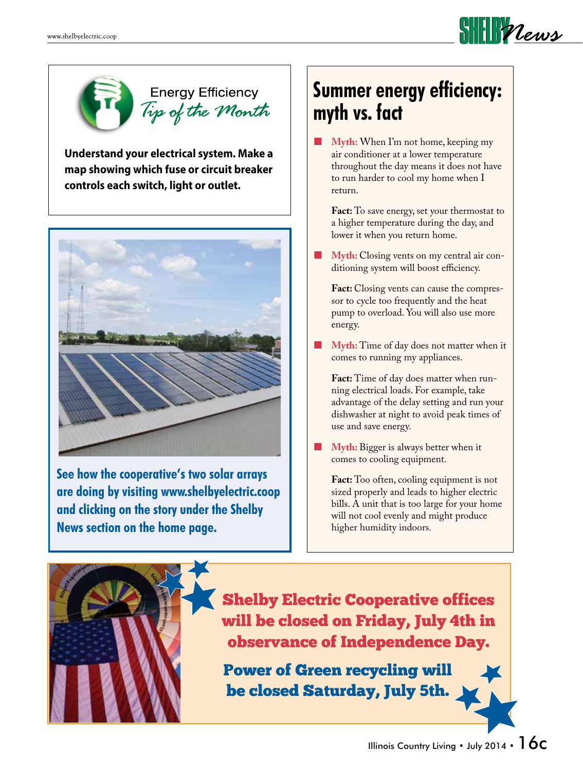## Energy Efficiency *Tip of the Month*

**Understand your electrical system. Make a map showing which fuse or circuit breaker controls each switch, light or outlet.**

**See how the cooperative's two solar arrays are doing by visiting www.shelbyelectric.coop and clicking on the story under the Shelby News section on the home page.**

## Summer energy efficiency: myth vs. fact

- **Myth:** When I'm not home, keeping my air conditioner at a lower temperature throughout the day means it does not have to run harder to cool my home when I return.

  **Fact:** To save energy, set your thermostat to a higher temperature during the day, and lower it when you return home.

- **Myth:** Closing vents on my central air conditioning system will boost efficiency.

  **Fact:** Closing vents can cause the compressor to cycle too frequently and the heat pump to overload. You will also use more energy.

- **Myth:** Time of day does not matter when it comes to running my appliances.

  **Fact:** Time of day does matter when running electrical loads. For example, take advantage of the delay setting and run your dishwasher at night to avoid peak times of use and save energy.

- **Myth:** Bigger is always better when it comes to cooling equipment.

  **Fact:** Too often, cooling equipment is not sized properly and leads to higher electric bills. A unit that is too large for your home will not cool evenly and might produce higher humidity indoors.

**Shelby Electric Cooperative offices will be closed on Friday, July 4th in observance of Independence Day.**

**Power of Green recycling will be closed Saturday, July 5th.**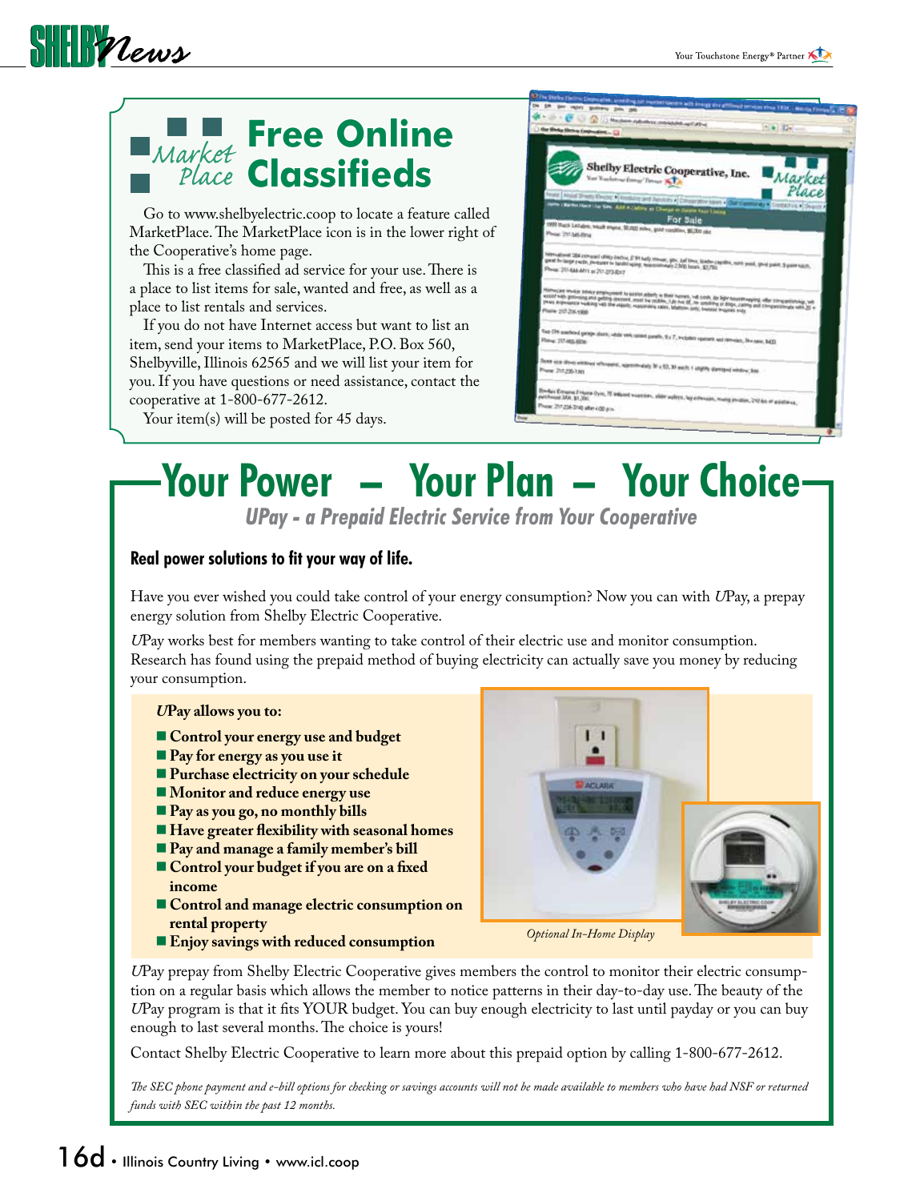# Free Online Classifieds

Market Place

Go to www.shelbyelectric.coop to locate a feature called MarketPlace. The MarketPlace icon is in the lower right of the Cooperative's home page.

This is a free classified ad service for your use. There is a place to list items for sale, wanted and free, as well as a place to list rentals and services.

If you do not have Internet access but want to list an item, send your items to MarketPlace, P.O. Box 560, Shelbyville, Illinois 62565 and we will list your item for you. If you have questions or need assistance, contact the cooperative at 1-800-677-2612.

Your item(s) will be posted for 45 days.

# Your Power – Your Plan – Your Choice

## *UPay - a Prepaid Electric Service from Your Cooperative*

### Real power solutions to fit your way of life.

Have you ever wished you could take control of your energy consumption? Now you can with *U*Pay, a prepay energy solution from Shelby Electric Cooperative.

*U*Pay works best for members wanting to take control of their electric use and monitor consumption. Research has found using the prepaid method of buying electricity can actually save you money by reducing your consumption.

***U*Pay allows you to:**

- **Control your energy use and budget**
- **Pay for energy as you use it**
- **Purchase electricity on your schedule**
- **Monitor and reduce energy use**
- **Pay as you go, no monthly bills**
- **Have greater flexibility with seasonal homes**
- **Pay and manage a family member's bill**
- **Control your budget if you are on a fixed income**
- **Control and manage electric consumption on rental property**
- **Enjoy savings with reduced consumption**

*Optional In-Home Display*

*U*Pay prepay from Shelby Electric Cooperative gives members the control to monitor their electric consumption on a regular basis which allows the member to notice patterns in their day-to-day use. The beauty of the *U*Pay program is that it fits YOUR budget. You can buy enough electricity to last until payday or you can buy enough to last several months. The choice is yours!

Contact Shelby Electric Cooperative to learn more about this prepaid option by calling 1-800-677-2612.

*The SEC phone payment and e-bill options for checking or savings accounts will not be made available to members who have had NSF or returned funds with SEC within the past 12 months.*